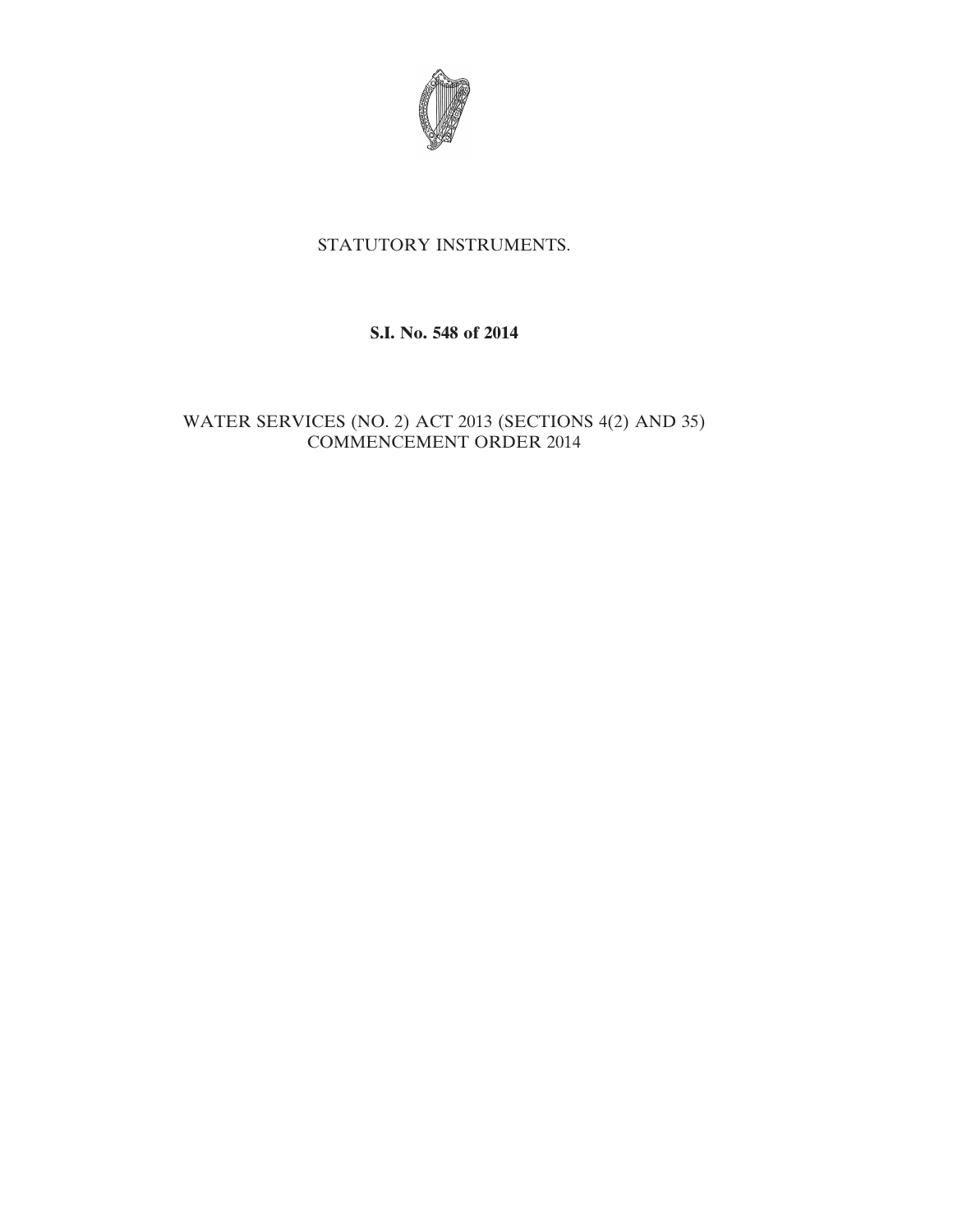STATUTORY INSTRUMENTS.

**S.I. No. 548 of 2014**

WATER SERVICES (NO. 2) ACT 2013 (SECTIONS 4(2) AND 35) COMMENCEMENT ORDER 2014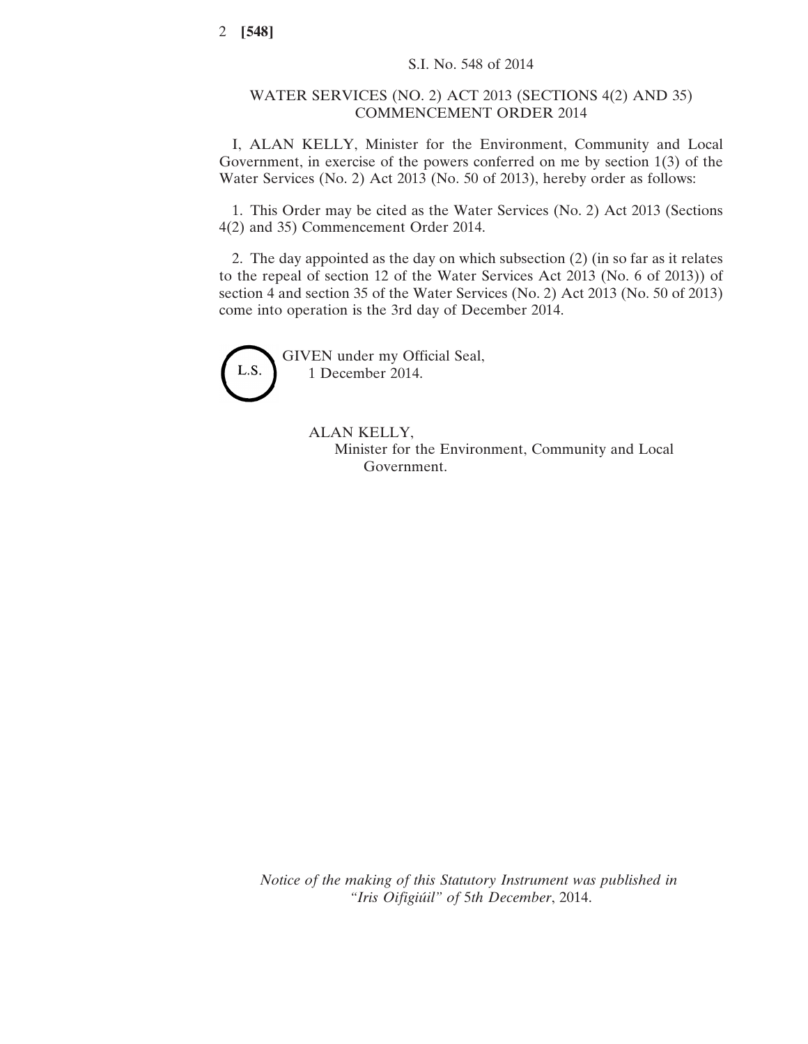S.I. No. 548 of 2014

WATER SERVICES (NO. 2) ACT 2013 (SECTIONS 4(2) AND 35) COMMENCEMENT ORDER 2014

I, ALAN KELLY, Minister for the Environment, Community and Local Government, in exercise of the powers conferred on me by section 1(3) of the Water Services (No. 2) Act 2013 (No. 50 of 2013), hereby order as follows:

1. This Order may be cited as the Water Services (No. 2) Act 2013 (Sections 4(2) and 35) Commencement Order 2014.

2. The day appointed as the day on which subsection (2) (in so far as it relates to the repeal of section 12 of the Water Services Act 2013 (No. 6 of 2013)) of section 4 and section 35 of the Water Services (No. 2) Act 2013 (No. 50 of 2013) come into operation is the 3rd day of December 2014.

L.S.

GIVEN under my Official Seal,
1 December 2014.

ALAN KELLY,
Minister for the Environment, Community and Local Government.

*Notice of the making of this Statutory Instrument was published in "Iris Oifigiúil" of 5th December, 2014.*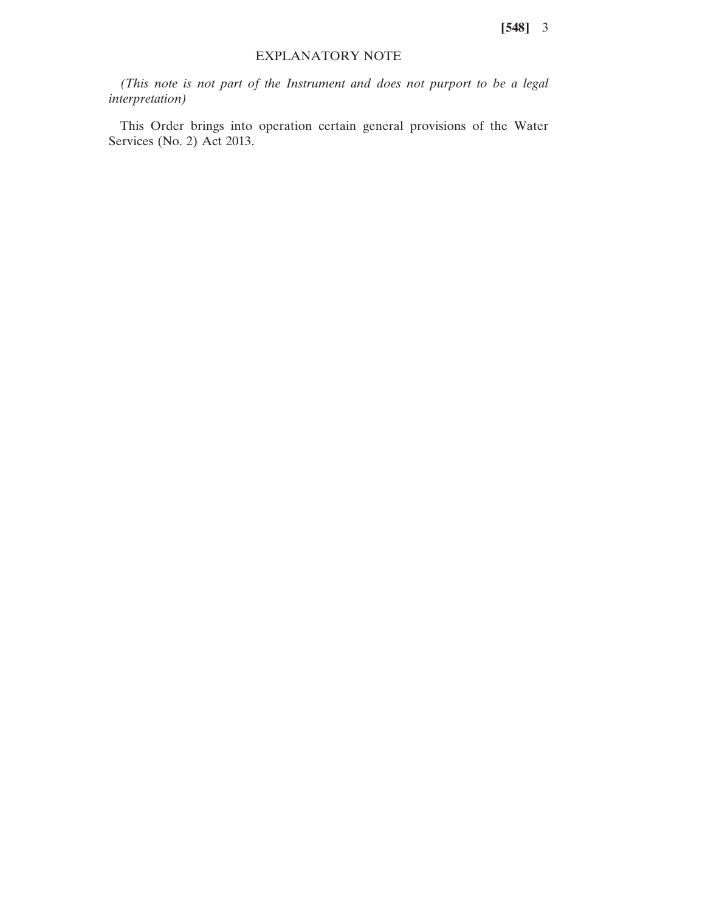## EXPLANATORY NOTE

*(This note is not part of the Instrument and does not purport to be a legal interpretation)*

This Order brings into operation certain general provisions of the Water Services (No. 2) Act 2013.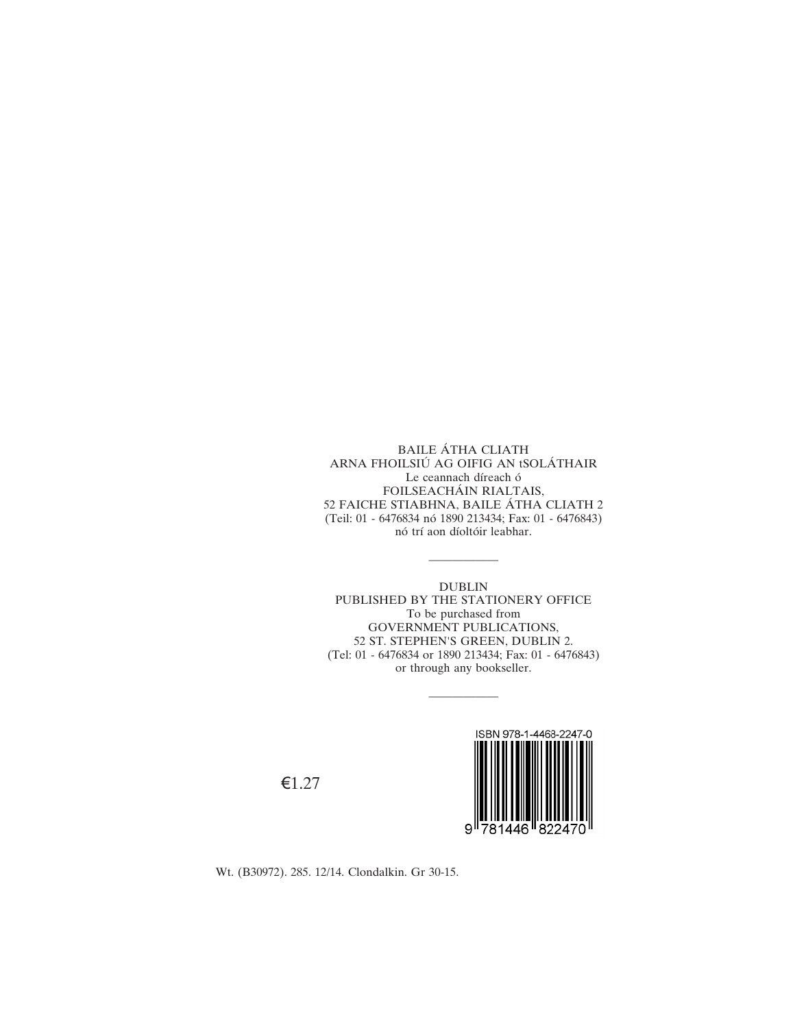BAILE ÁTHA CLIATH
ARNA FHOILSIÚ AG OIFIG AN tSOLÁTHAIR
Le ceannach díreach ó
FOILSEACHÁIN RIALTAIS,
52 FAICHE STIABHNA, BAILE ÁTHA CLIATH 2
(Teil: 01 - 6476834 nó 1890 213434; Fax: 01 - 6476843)
nó trí aon díoltóir leabhar.

---

DUBLIN
PUBLISHED BY THE STATIONERY OFFICE
To be purchased from
GOVERNMENT PUBLICATIONS,
52 ST. STEPHEN'S GREEN, DUBLIN 2.
(Tel: 01 - 6476834 or 1890 213434; Fax: 01 - 6476843)
or through any bookseller.

---

ISBN 978-1-4468-2247-0

9 781446 822470

€1.27

Wt. (B30972). 285. 12/14. Clondalkin. Gr 30-15.